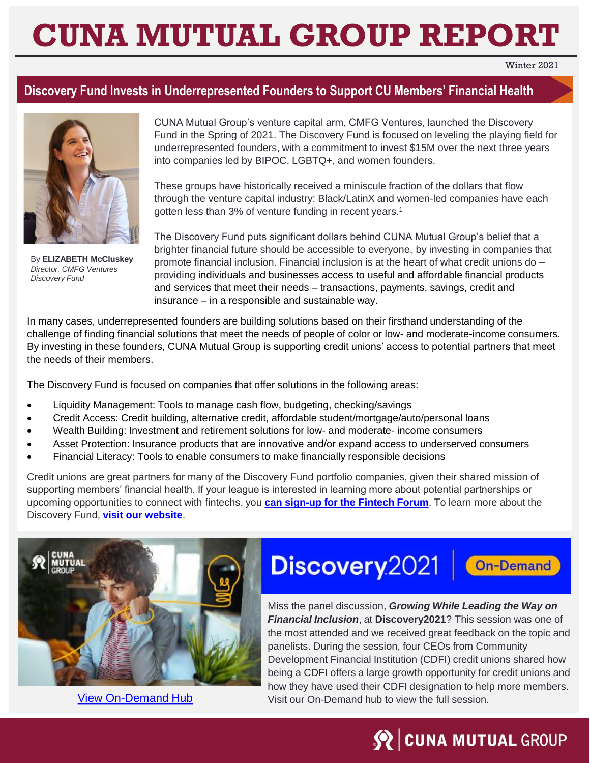# CUNA MUTUAL GROUP REPORT

Winter 2021

## Discovery Fund Invests in Underrepresented Founders to Support CU Members' Financial Health

By **ELIZABETH McCluskey**
*Director, CMFG Ventures Discovery Fund*

CUNA Mutual Group's venture capital arm, CMFG Ventures, launched the Discovery Fund in the Spring of 2021. The Discovery Fund is focused on leveling the playing field for underrepresented founders, with a commitment to invest $15M over the next three years into companies led by BIPOC, LGBTQ+, and women founders.

These groups have historically received a miniscule fraction of the dollars that flow through the venture capital industry: Black/LatinX and women-led companies have each gotten less than 3% of venture funding in recent years.[1]

The Discovery Fund puts significant dollars behind CUNA Mutual Group's belief that a brighter financial future should be accessible to everyone, by investing in companies that promote financial inclusion. Financial inclusion is at the heart of what credit unions do – providing individuals and businesses access to useful and affordable financial products and services that meet their needs – transactions, payments, savings, credit and insurance – in a responsible and sustainable way.

In many cases, underrepresented founders are building solutions based on their firsthand understanding of the challenge of finding financial solutions that meet the needs of people of color or low- and moderate-income consumers. By investing in these founders, CUNA Mutual Group is supporting credit unions' access to potential partners that meet the needs of their members.

The Discovery Fund is focused on companies that offer solutions in the following areas:

- Liquidity Management: Tools to manage cash flow, budgeting, checking/savings
- Credit Access: Credit building, alternative credit, affordable student/mortgage/auto/personal loans
- Wealth Building: Investment and retirement solutions for low- and moderate- income consumers
- Asset Protection: Insurance products that are innovative and/or expand access to underserved consumers
- Financial Literacy: Tools to enable consumers to make financially responsible decisions

Credit unions are great partners for many of the Discovery Fund portfolio companies, given their shared mission of supporting members' financial health. If your league is interested in learning more about potential partnerships or upcoming opportunities to connect with fintechs, you **can sign-up for the Fintech Forum**. To learn more about the Discovery Fund, **visit our website**.

View On-Demand Hub

## Discovery2021 On-Demand

Miss the panel discussion, ***Growing While Leading the Way on Financial Inclusion***, at **Discovery2021**? This session was one of the most attended and we received great feedback on the topic and panelists. During the session, four CEOs from Community Development Financial Institution (CDFI) credit unions shared how being a CDFI offers a large growth opportunity for credit unions and how they have used their CDFI designation to help more members. Visit our On-Demand hub to view the full session.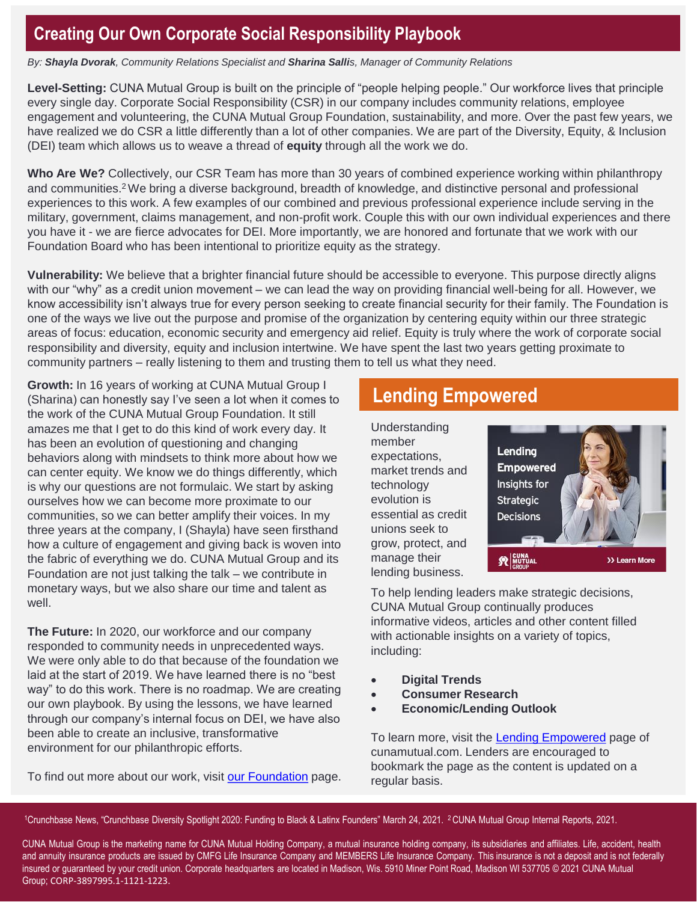## Creating Our Own Corporate Social Responsibility Playbook

*By: **Shayla Dvorak**, Community Relations Specialist and **Sharina Sallis**, Manager of Community Relations*

**Level-Setting:** CUNA Mutual Group is built on the principle of "people helping people." Our workforce lives that principle every single day. Corporate Social Responsibility (CSR) in our company includes community relations, employee engagement and volunteering, the CUNA Mutual Group Foundation, sustainability, and more. Over the past few years, we have realized we do CSR a little differently than a lot of other companies. We are part of the Diversity, Equity, & Inclusion (DEI) team which allows us to weave a thread of **equity** through all the work we do.

**Who Are We?** Collectively, our CSR Team has more than 30 years of combined experience working within philanthropy and communities.[2] We bring a diverse background, breadth of knowledge, and distinctive personal and professional experiences to this work. A few examples of our combined and previous professional experience include serving in the military, government, claims management, and non-profit work. Couple this with our own individual experiences and there you have it - we are fierce advocates for DEI. More importantly, we are honored and fortunate that we work with our Foundation Board who has been intentional to prioritize equity as the strategy.

**Vulnerability:** We believe that a brighter financial future should be accessible to everyone. This purpose directly aligns with our "why" as a credit union movement – we can lead the way on providing financial well-being for all. However, we know accessibility isn't always true for every person seeking to create financial security for their family. The Foundation is one of the ways we live out the purpose and promise of the organization by centering equity within our three strategic areas of focus: education, economic security and emergency aid relief. Equity is truly where the work of corporate social responsibility and diversity, equity and inclusion intertwine. We have spent the last two years getting proximate to community partners – really listening to them and trusting them to tell us what they need.

**Growth:** In 16 years of working at CUNA Mutual Group I (Sharina) can honestly say I've seen a lot when it comes to the work of the CUNA Mutual Group Foundation. It still amazes me that I get to do this kind of work every day. It has been an evolution of questioning and changing behaviors along with mindsets to think more about how we can center equity. We know we do things differently, which is why our questions are not formulaic. We start by asking ourselves how we can become more proximate to our communities, so we can better amplify their voices. In my three years at the company, I (Shayla) have seen firsthand how a culture of engagement and giving back is woven into the fabric of everything we do. CUNA Mutual Group and its Foundation are not just talking the talk – we contribute in monetary ways, but we also share our time and talent as well.

**The Future:** In 2020, our workforce and our company responded to community needs in unprecedented ways. We were only able to do that because of the foundation we laid at the start of 2019. We have learned there is no "best way" to do this work. There is no roadmap. We are creating our own playbook. By using the lessons, we have learned through our company's internal focus on DEI, we have also been able to create an inclusive, transformative environment for our philanthropic efforts.

To find out more about our work, visit our Foundation page.

## Lending Empowered

Understanding member expectations, market trends and technology evolution is essential as credit unions seek to grow, protect, and manage their lending business.

Lending Empowered
Insights for Strategic Decisions
CUNA MUTUAL GROUP
>> Learn More

To help lending leaders make strategic decisions, CUNA Mutual Group continually produces informative videos, articles and other content filled with actionable insights on a variety of topics, including:

- **Digital Trends**
- **Consumer Research**
- **Economic/Lending Outlook**

To learn more, visit the Lending Empowered page of cunamutual.com. Lenders are encouraged to bookmark the page as the content is updated on a regular basis.

[1]Crunchbase News, "Crunchbase Diversity Spotlight 2020: Funding to Black & Latinx Founders" March 24, 2021. [2] CUNA Mutual Group Internal Reports, 2021.

CUNA Mutual Group is the marketing name for CUNA Mutual Holding Company, a mutual insurance holding company, its subsidiaries and affiliates. Life, accident, health and annuity insurance products are issued by CMFG Life Insurance Company and MEMBERS Life Insurance Company. This insurance is not a deposit and is not federally insured or guaranteed by your credit union. Corporate headquarters are located in Madison, Wis. 5910 Miner Point Road, Madison WI 537705 © 2021 CUNA Mutual Group; CORP-3897995.1-1121-1223.